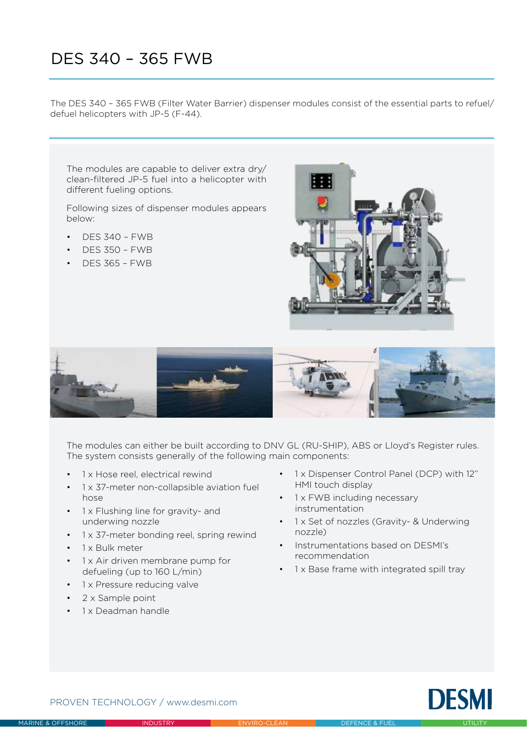# DES 340 – 365 FWB

The DES 340 – 365 FWB (Filter Water Barrier) dispenser modules consist of the essential parts to refuel/defuel helicopters with JP-5 (F-44).

The modules are capable to deliver extra dry/clean-filtered JP-5 fuel into a helicopter with different fueling options.

Following sizes of dispenser modules appears below:

- DES 340 – FWB
- DES 350 – FWB
- DES 365 – FWB

The modules can either be built according to DNV GL (RU-SHIP), ABS or Lloyd's Register rules. The system consists generally of the following main components:

- 1 x Hose reel, electrical rewind
- 1 x 37-meter non-collapsible aviation fuel hose
- 1 x Flushing line for gravity- and underwing nozzle
- 1 x 37-meter bonding reel, spring rewind
- 1 x Bulk meter
- 1 x Air driven membrane pump for defueling (up to 160 L/min)
- 1 x Pressure reducing valve
- 2 x Sample point
- 1 x Deadman handle
- 1 x Dispenser Control Panel (DCP) with 12" HMI touch display
- 1 x FWB including necessary instrumentation
- 1 x Set of nozzles (Gravity- & Underwing nozzle)
- Instrumentations based on DESMI's recommendation
- 1 x Base frame with integrated spill tray

PROVEN TECHNOLOGY / www.desmi.com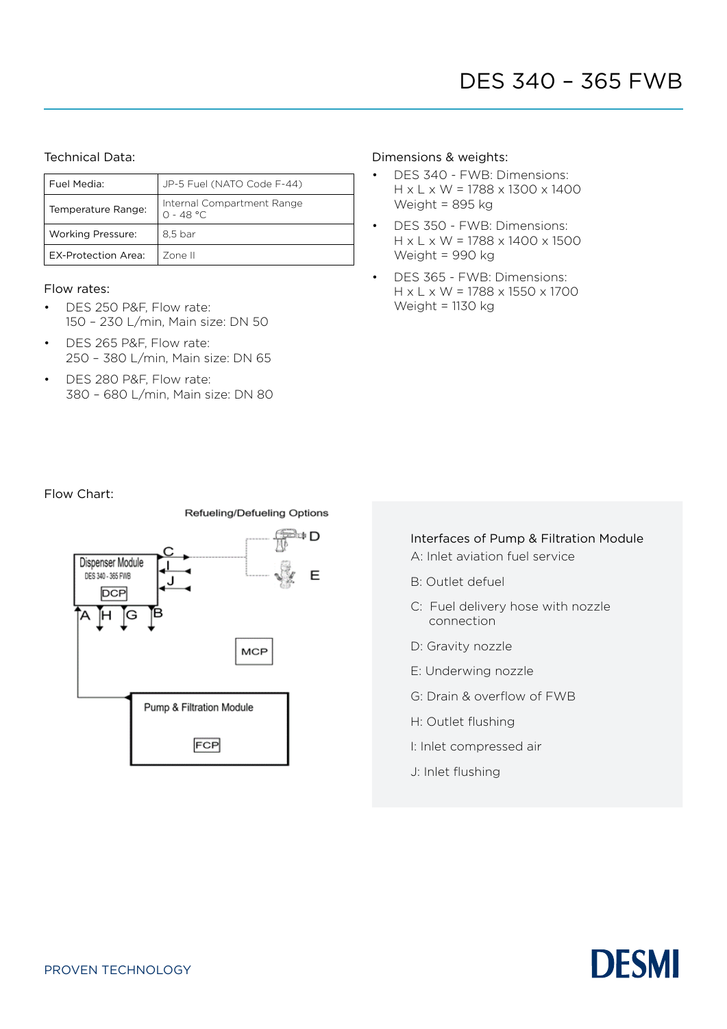# DES 340 – 365 FWB

## Technical Data:

| | |
|---|---|
| Fuel Media: | JP-5 Fuel (NATO Code F-44) |
| Temperature Range: | Internal Compartment Range<br>0 - 48 °C |
| Working Pressure: | 8,5 bar |
| EX-Protection Area: | Zone II |

## Flow rates:

- DES 250 P&F, Flow rate:
  150 – 230 L/min, Main size: DN 50
- DES 265 P&F, Flow rate:
  250 – 380 L/min, Main size: DN 65
- DES 280 P&F, Flow rate:
  380 – 680 L/min, Main size: DN 80

## Dimensions & weights:

- DES 340 - FWB: Dimensions:
  H x L x W = 1788 x 1300 x 1400
  Weight = 895 kg
- DES 350 - FWB: Dimensions:
  H x L x W = 1788 x 1400 x 1500
  Weight = 990 kg
- DES 365 - FWB: Dimensions:
  H x L x W = 1788 x 1550 x 1700
  Weight = 1130 kg

## Flow Chart:

Refueling/Defueling Options

Dispenser Module
DES 340 - 365 FWB
DCP

C
I
J
D
E
A H G B

MCP

Pump & Filtration Module
FCP

### Interfaces of Pump & Filtration Module

A: Inlet aviation fuel service

B: Outlet defuel

C: Fuel delivery hose with nozzle connection

D: Gravity nozzle

E: Underwing nozzle

G: Drain & overflow of FWB

H: Outlet flushing

I: Inlet compressed air

J: Inlet flushing

PROVEN TECHNOLOGY

DESMI